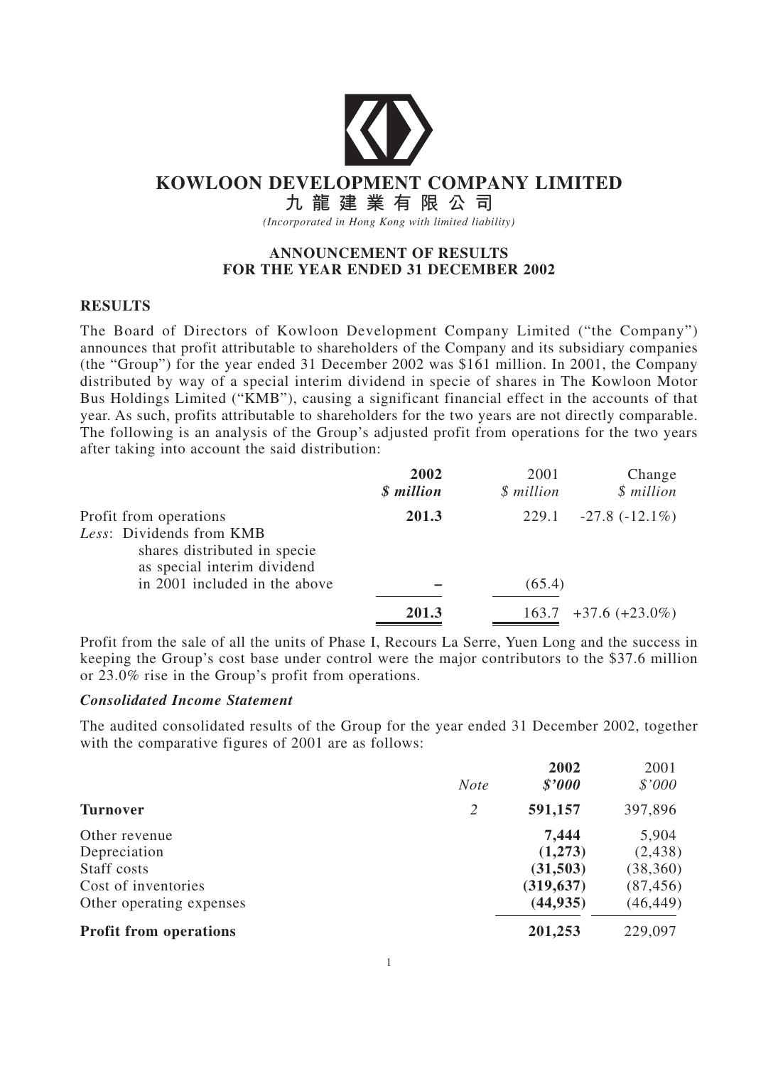# KOWLOON DEVELOPMENT COMPANY LIMITED

# 九龍建業有限公司

*(Incorporated in Hong Kong with limited liability)*

## ANNOUNCEMENT OF RESULTS FOR THE YEAR ENDED 31 DECEMBER 2002

### RESULTS

The Board of Directors of Kowloon Development Company Limited ("the Company") announces that profit attributable to shareholders of the Company and its subsidiary companies (the "Group") for the year ended 31 December 2002 was $161 million. In 2001, the Company distributed by way of a special interim dividend in specie of shares in The Kowloon Motor Bus Holdings Limited ("KMB"), causing a significant financial effect in the accounts of that year. As such, profits attributable to shareholders for the two years are not directly comparable. The following is an analysis of the Group's adjusted profit from operations for the two years after taking into account the said distribution:

| | **2002** *$ million* | 2001 *$ million* | Change *$ million* |
|---|---|---|---|
| Profit from operations | **201.3** | 229.1 | -27.8 (-12.1%) |
| *Less*: Dividends from KMB shares distributed in specie as special interim dividend in 2001 included in the above | **–** | (65.4) | |
| | **201.3** | 163.7 | +37.6 (+23.0%) |

Profit from the sale of all the units of Phase I, Recours La Serre, Yuen Long and the success in keeping the Group's cost base under control were the major contributors to the $37.6 million or 23.0% rise in the Group's profit from operations.

***Consolidated Income Statement***

The audited consolidated results of the Group for the year ended 31 December 2002, together with the comparative figures of 2001 are as follows:

| | *Note* | **2002** ***$'000*** | 2001 *$'000* |
|---|---|---|---|
| **Turnover** | *2* | **591,157** | 397,896 |
| Other revenue | | **7,444** | 5,904 |
| Depreciation | | **(1,273)** | (2,438) |
| Staff costs | | **(31,503)** | (38,360) |
| Cost of inventories | | **(319,637)** | (87,456) |
| Other operating expenses | | **(44,935)** | (46,449) |
| **Profit from operations** | | **201,253** | 229,097 |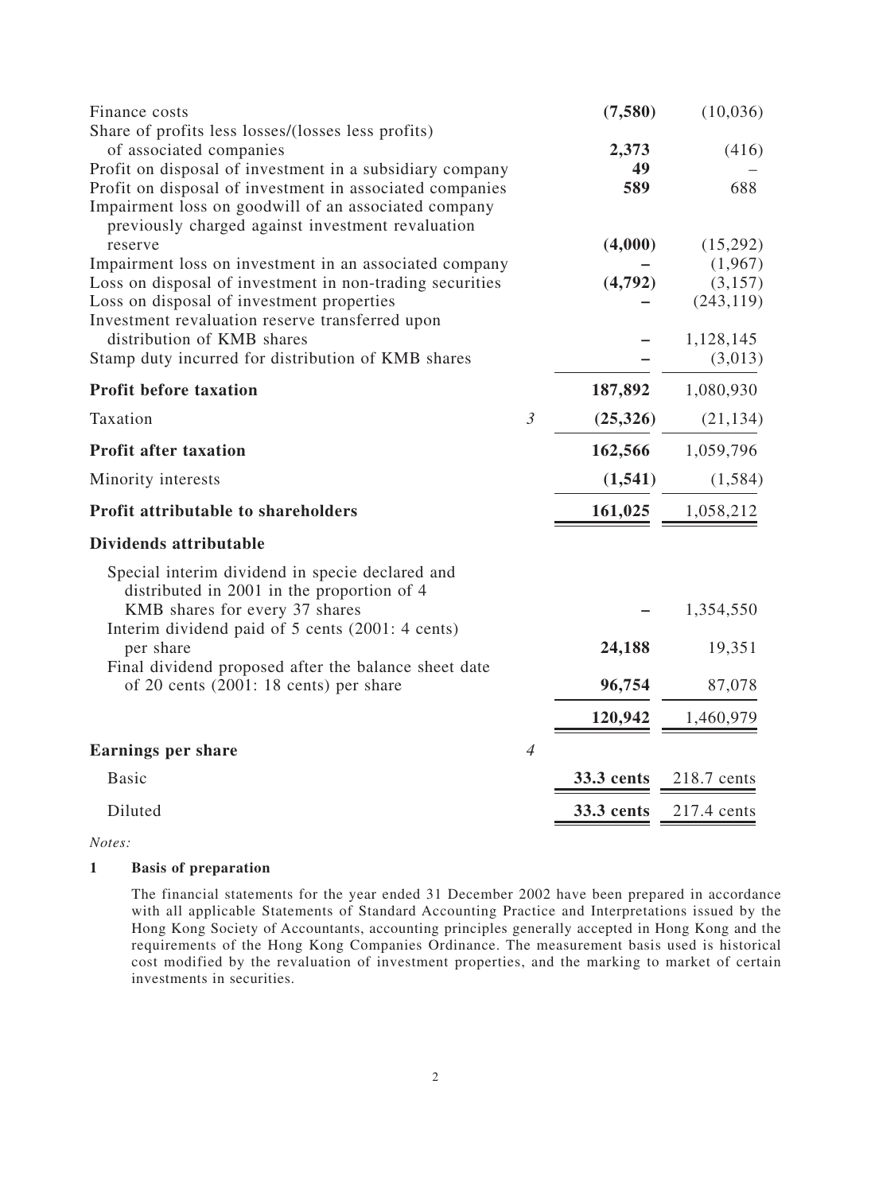| | Note | 2002 | 2001 |
|---|---|---|---|
| Finance costs | | **(7,580)** | (10,036) |
| Share of profits less losses/(losses less profits) of associated companies | | **2,373** | (416) |
| Profit on disposal of investment in a subsidiary company | | **49** | – |
| Profit on disposal of investment in associated companies | | **589** | 688 |
| Impairment loss on goodwill of an associated company previously charged against investment revaluation reserve | | **(4,000)** | (15,292) |
| Impairment loss on investment in an associated company | | **–** | (1,967) |
| Loss on disposal of investment in non-trading securities | | **(4,792)** | (3,157) |
| Loss on disposal of investment properties | | **–** | (243,119) |
| Investment revaluation reserve transferred upon distribution of KMB shares | | **–** | 1,128,145 |
| Stamp duty incurred for distribution of KMB shares | | **–** | (3,013) |
| **Profit before taxation** | | **187,892** | 1,080,930 |
| Taxation | *3* | **(25,326)** | (21,134) |
| **Profit after taxation** | | **162,566** | 1,059,796 |
| Minority interests | | **(1,541)** | (1,584) |
| **Profit attributable to shareholders** | | **161,025** | 1,058,212 |
| **Dividends attributable** | | | |
| Special interim dividend in specie declared and distributed in 2001 in the proportion of 4 KMB shares for every 37 shares | | **–** | 1,354,550 |
| Interim dividend paid of 5 cents (2001: 4 cents) per share | | **24,188** | 19,351 |
| Final dividend proposed after the balance sheet date of 20 cents (2001: 18 cents) per share | | **96,754** | 87,078 |
| | | **120,942** | 1,460,979 |
| **Earnings per share** | *4* | | |
| Basic | | **33.3 cents** | 218.7 cents |
| Diluted | | **33.3 cents** | 217.4 cents |

*Notes:*

**1 Basis of preparation**

The financial statements for the year ended 31 December 2002 have been prepared in accordance with all applicable Statements of Standard Accounting Practice and Interpretations issued by the Hong Kong Society of Accountants, accounting principles generally accepted in Hong Kong and the requirements of the Hong Kong Companies Ordinance. The measurement basis used is historical cost modified by the revaluation of investment properties, and the marking to market of certain investments in securities.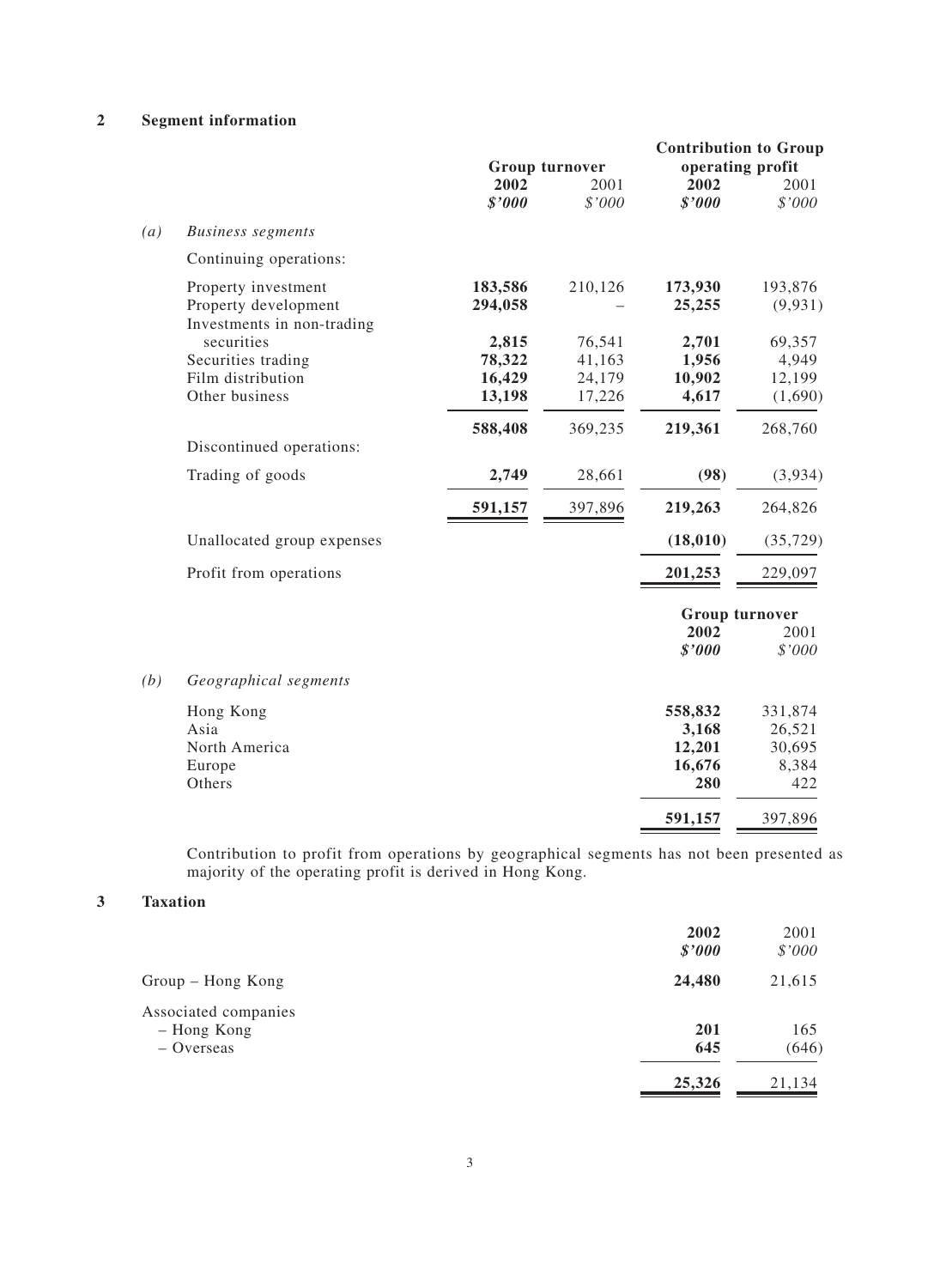## 2 Segment information

| | Group turnover | | Contribution to Group operating profit | |
|---|---|---|---|---|
| | **2002** | 2001 | **2002** | 2001 |
| | ***$'000*** | *$'000* | ***$'000*** | *$'000* |
| *(a) Business segments* | | | | |
| Continuing operations: | | | | |
| Property investment | **183,586** | 210,126 | **173,930** | 193,876 |
| Property development | **294,058** | – | **25,255** | (9,931) |
| Investments in non-trading securities | **2,815** | 76,541 | **2,701** | 69,357 |
| Securities trading | **78,322** | 41,163 | **1,956** | 4,949 |
| Film distribution | **16,429** | 24,179 | **10,902** | 12,199 |
| Other business | **13,198** | 17,226 | **4,617** | (1,690) |
| | **588,408** | 369,235 | **219,361** | 268,760 |
| Discontinued operations: | | | | |
| Trading of goods | **2,749** | 28,661 | **(98)** | (3,934) |
| | **591,157** | 397,896 | **219,263** | 264,826 |
| Unallocated group expenses | | | **(18,010)** | (35,729) |
| Profit from operations | | | **201,253** | 229,097 |

| | Group turnover | |
|---|---|---|
| | **2002** | 2001 |
| | ***$'000*** | *$'000* |
| *(b) Geographical segments* | | |
| Hong Kong | **558,832** | 331,874 |
| Asia | **3,168** | 26,521 |
| North America | **12,201** | 30,695 |
| Europe | **16,676** | 8,384 |
| Others | **280** | 422 |
| | **591,157** | 397,896 |

Contribution to profit from operations by geographical segments has not been presented as majority of the operating profit is derived in Hong Kong.

## 3 Taxation

| | **2002** | 2001 |
|---|---|---|
| | ***$'000*** | *$'000* |
| Group – Hong Kong | **24,480** | 21,615 |
| Associated companies | | |
| – Hong Kong | **201** | 165 |
| – Overseas | **645** | (646) |
| | **25,326** | 21,134 |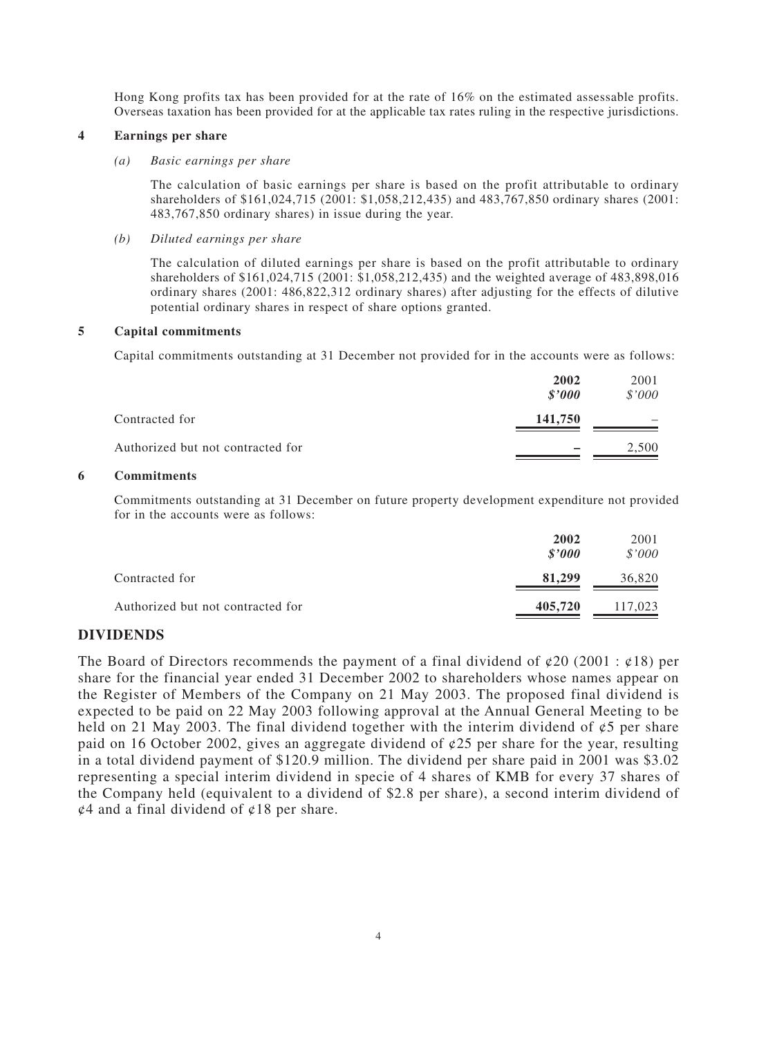Hong Kong profits tax has been provided for at the rate of 16% on the estimated assessable profits. Overseas taxation has been provided for at the applicable tax rates ruling in the respective jurisdictions.

**4 Earnings per share**

*(a) Basic earnings per share*

The calculation of basic earnings per share is based on the profit attributable to ordinary shareholders of $161,024,715 (2001: $1,058,212,435) and 483,767,850 ordinary shares (2001: 483,767,850 ordinary shares) in issue during the year.

*(b) Diluted earnings per share*

The calculation of diluted earnings per share is based on the profit attributable to ordinary shareholders of $161,024,715 (2001: $1,058,212,435) and the weighted average of 483,898,016 ordinary shares (2001: 486,822,312 ordinary shares) after adjusting for the effects of dilutive potential ordinary shares in respect of share options granted.

**5 Capital commitments**

Capital commitments outstanding at 31 December not provided for in the accounts were as follows:

| | **2002** **$'000** | 2001 $'000 |
|---|---|---|
| Contracted for | **141,750** | – |
| Authorized but not contracted for | **–** | 2,500 |

**6 Commitments**

Commitments outstanding at 31 December on future property development expenditure not provided for in the accounts were as follows:

| | **2002** **$'000** | 2001 $'000 |
|---|---|---|
| Contracted for | **81,299** | 36,820 |
| Authorized but not contracted for | **405,720** | 117,023 |

## DIVIDENDS

The Board of Directors recommends the payment of a final dividend of ¢20 (2001 : ¢18) per share for the financial year ended 31 December 2002 to shareholders whose names appear on the Register of Members of the Company on 21 May 2003. The proposed final dividend is expected to be paid on 22 May 2003 following approval at the Annual General Meeting to be held on 21 May 2003. The final dividend together with the interim dividend of ¢5 per share paid on 16 October 2002, gives an aggregate dividend of ¢25 per share for the year, resulting in a total dividend payment of $120.9 million. The dividend per share paid in 2001 was $3.02 representing a special interim dividend in specie of 4 shares of KMB for every 37 shares of the Company held (equivalent to a dividend of $2.8 per share), a second interim dividend of ¢4 and a final dividend of ¢18 per share.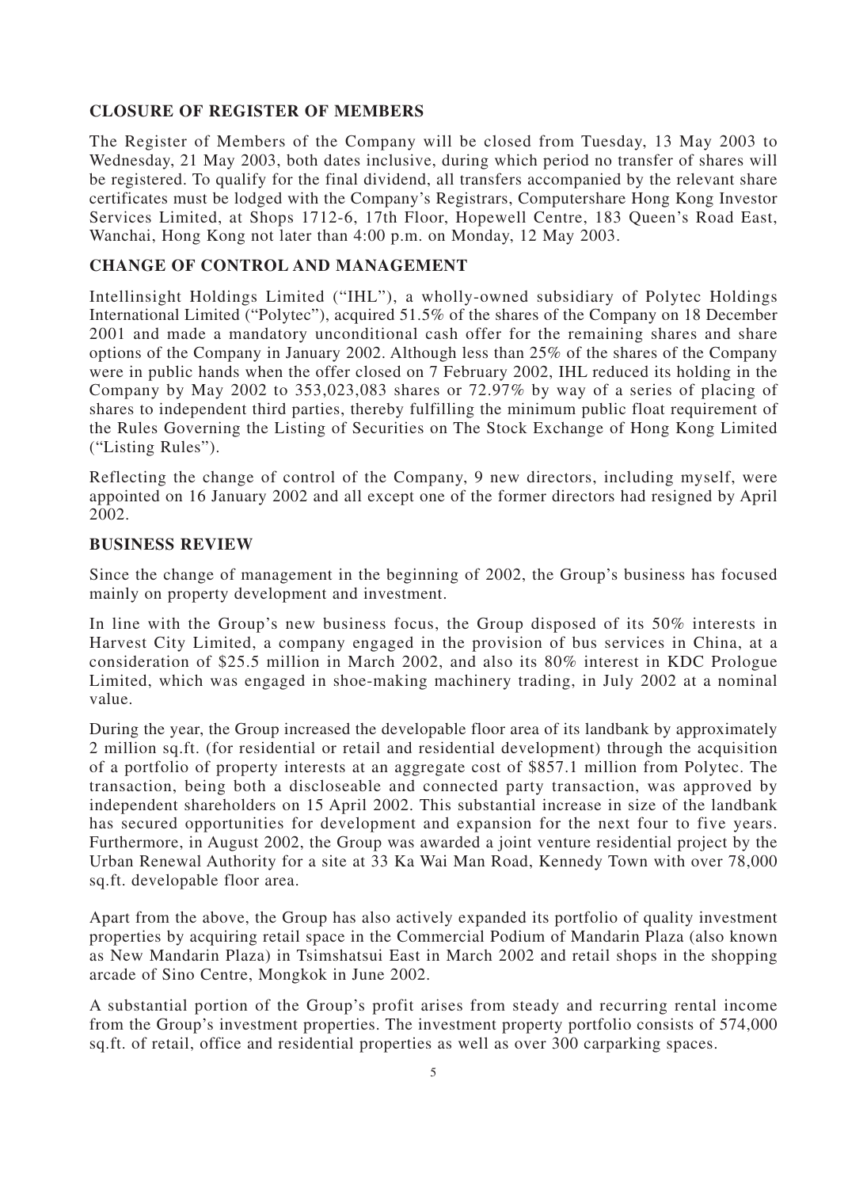## CLOSURE OF REGISTER OF MEMBERS

The Register of Members of the Company will be closed from Tuesday, 13 May 2003 to Wednesday, 21 May 2003, both dates inclusive, during which period no transfer of shares will be registered. To qualify for the final dividend, all transfers accompanied by the relevant share certificates must be lodged with the Company's Registrars, Computershare Hong Kong Investor Services Limited, at Shops 1712-6, 17th Floor, Hopewell Centre, 183 Queen's Road East, Wanchai, Hong Kong not later than 4:00 p.m. on Monday, 12 May 2003.

## CHANGE OF CONTROL AND MANAGEMENT

Intellinsight Holdings Limited ("IHL"), a wholly-owned subsidiary of Polytec Holdings International Limited ("Polytec"), acquired 51.5% of the shares of the Company on 18 December 2001 and made a mandatory unconditional cash offer for the remaining shares and share options of the Company in January 2002. Although less than 25% of the shares of the Company were in public hands when the offer closed on 7 February 2002, IHL reduced its holding in the Company by May 2002 to 353,023,083 shares or 72.97% by way of a series of placing of shares to independent third parties, thereby fulfilling the minimum public float requirement of the Rules Governing the Listing of Securities on The Stock Exchange of Hong Kong Limited ("Listing Rules").

Reflecting the change of control of the Company, 9 new directors, including myself, were appointed on 16 January 2002 and all except one of the former directors had resigned by April 2002.

## BUSINESS REVIEW

Since the change of management in the beginning of 2002, the Group's business has focused mainly on property development and investment.

In line with the Group's new business focus, the Group disposed of its 50% interests in Harvest City Limited, a company engaged in the provision of bus services in China, at a consideration of $25.5 million in March 2002, and also its 80% interest in KDC Prologue Limited, which was engaged in shoe-making machinery trading, in July 2002 at a nominal value.

During the year, the Group increased the developable floor area of its landbank by approximately 2 million sq.ft. (for residential or retail and residential development) through the acquisition of a portfolio of property interests at an aggregate cost of $857.1 million from Polytec. The transaction, being both a discloseable and connected party transaction, was approved by independent shareholders on 15 April 2002. This substantial increase in size of the landbank has secured opportunities for development and expansion for the next four to five years. Furthermore, in August 2002, the Group was awarded a joint venture residential project by the Urban Renewal Authority for a site at 33 Ka Wai Man Road, Kennedy Town with over 78,000 sq.ft. developable floor area.

Apart from the above, the Group has also actively expanded its portfolio of quality investment properties by acquiring retail space in the Commercial Podium of Mandarin Plaza (also known as New Mandarin Plaza) in Tsimshatsui East in March 2002 and retail shops in the shopping arcade of Sino Centre, Mongkok in June 2002.

A substantial portion of the Group's profit arises from steady and recurring rental income from the Group's investment properties. The investment property portfolio consists of 574,000 sq.ft. of retail, office and residential properties as well as over 300 carparking spaces.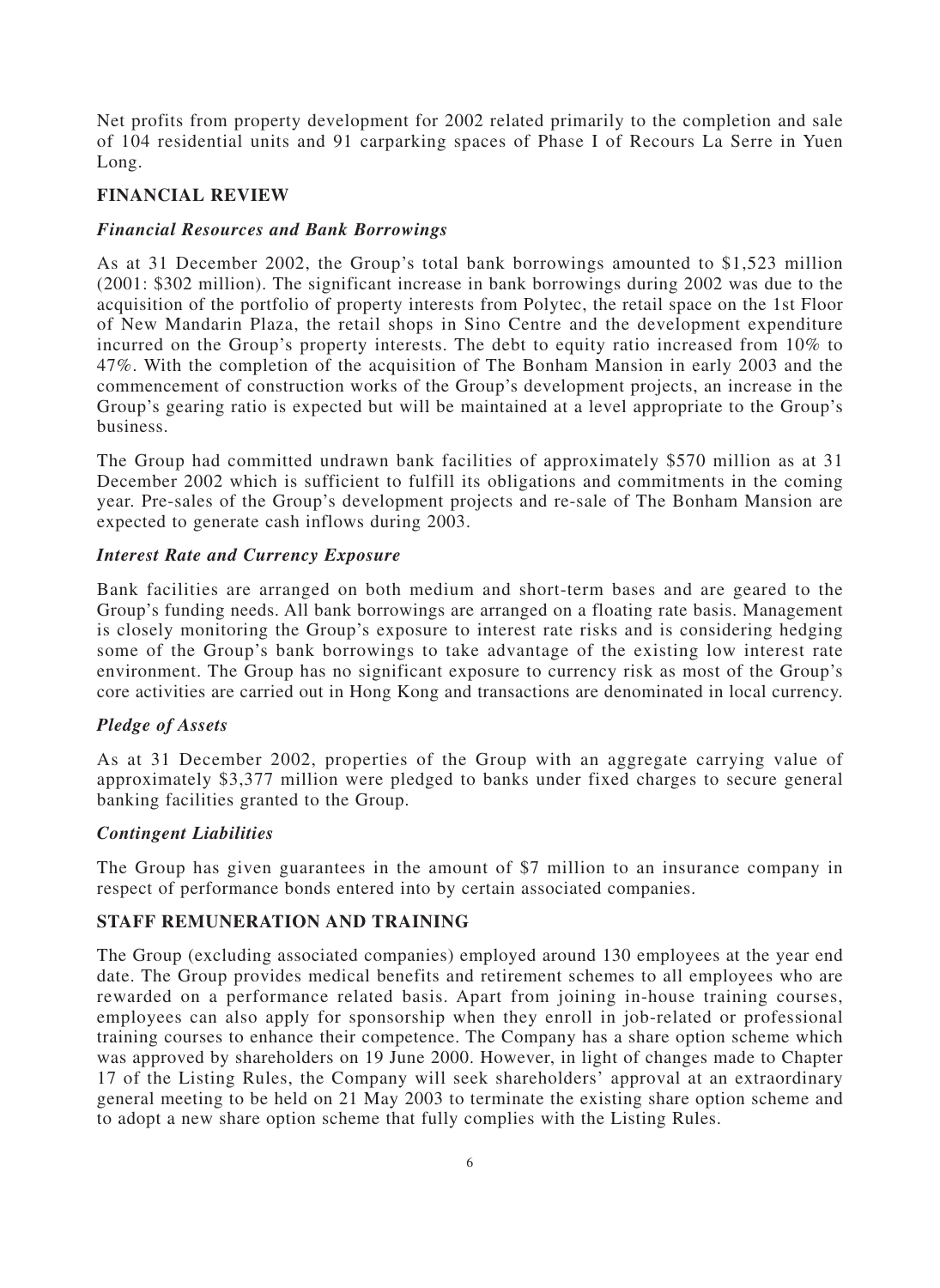Net profits from property development for 2002 related primarily to the completion and sale of 104 residential units and 91 carparking spaces of Phase I of Recours La Serre in Yuen Long.

## FINANCIAL REVIEW

### *Financial Resources and Bank Borrowings*

As at 31 December 2002, the Group's total bank borrowings amounted to $1,523 million (2001: $302 million). The significant increase in bank borrowings during 2002 was due to the acquisition of the portfolio of property interests from Polytec, the retail space on the 1st Floor of New Mandarin Plaza, the retail shops in Sino Centre and the development expenditure incurred on the Group's property interests. The debt to equity ratio increased from 10% to 47%. With the completion of the acquisition of The Bonham Mansion in early 2003 and the commencement of construction works of the Group's development projects, an increase in the Group's gearing ratio is expected but will be maintained at a level appropriate to the Group's business.

The Group had committed undrawn bank facilities of approximately $570 million as at 31 December 2002 which is sufficient to fulfill its obligations and commitments in the coming year. Pre-sales of the Group's development projects and re-sale of The Bonham Mansion are expected to generate cash inflows during 2003.

### *Interest Rate and Currency Exposure*

Bank facilities are arranged on both medium and short-term bases and are geared to the Group's funding needs. All bank borrowings are arranged on a floating rate basis. Management is closely monitoring the Group's exposure to interest rate risks and is considering hedging some of the Group's bank borrowings to take advantage of the existing low interest rate environment. The Group has no significant exposure to currency risk as most of the Group's core activities are carried out in Hong Kong and transactions are denominated in local currency.

### *Pledge of Assets*

As at 31 December 2002, properties of the Group with an aggregate carrying value of approximately $3,377 million were pledged to banks under fixed charges to secure general banking facilities granted to the Group.

### *Contingent Liabilities*

The Group has given guarantees in the amount of $7 million to an insurance company in respect of performance bonds entered into by certain associated companies.

## STAFF REMUNERATION AND TRAINING

The Group (excluding associated companies) employed around 130 employees at the year end date. The Group provides medical benefits and retirement schemes to all employees who are rewarded on a performance related basis. Apart from joining in-house training courses, employees can also apply for sponsorship when they enroll in job-related or professional training courses to enhance their competence. The Company has a share option scheme which was approved by shareholders on 19 June 2000. However, in light of changes made to Chapter 17 of the Listing Rules, the Company will seek shareholders' approval at an extraordinary general meeting to be held on 21 May 2003 to terminate the existing share option scheme and to adopt a new share option scheme that fully complies with the Listing Rules.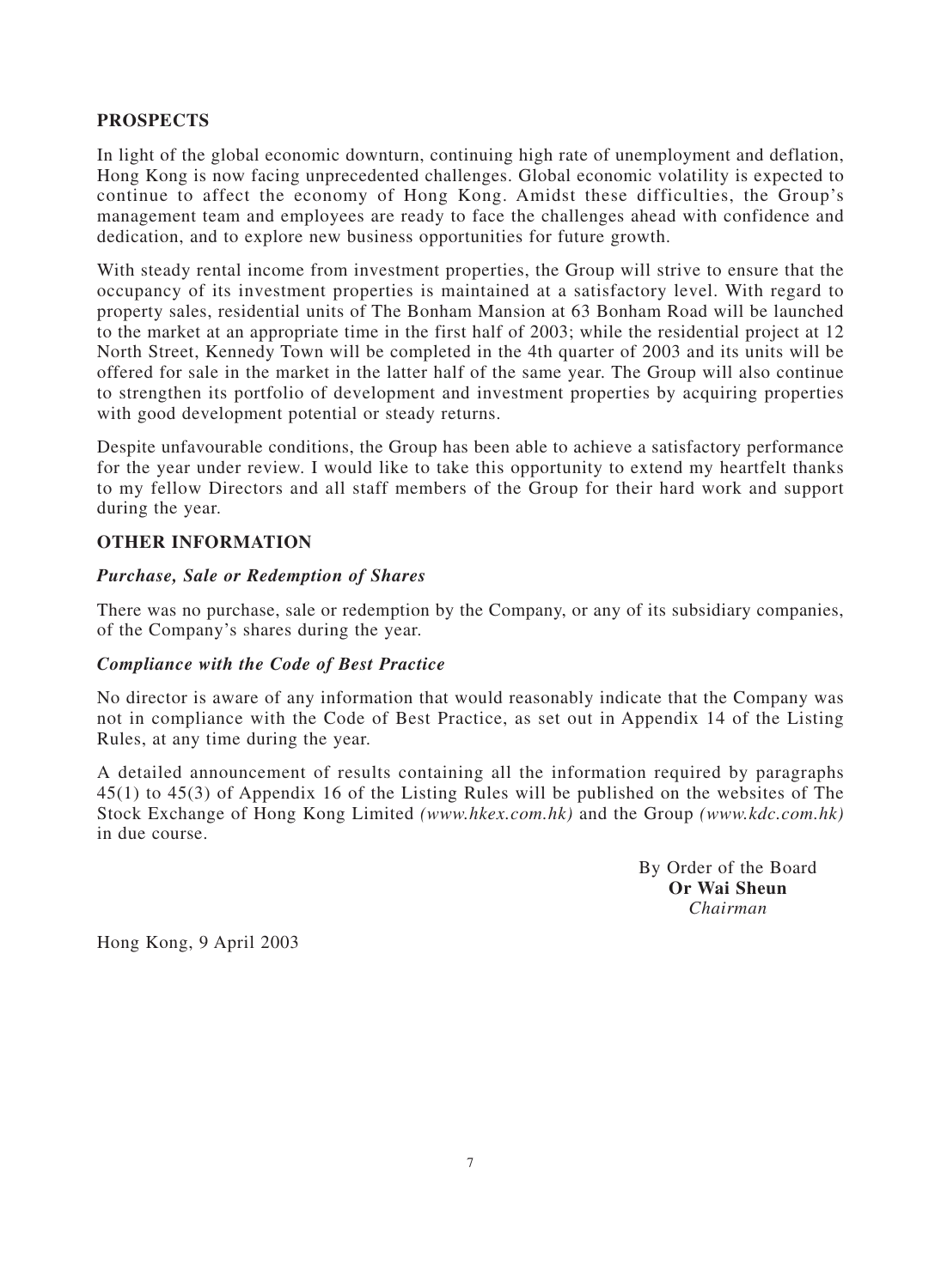## PROSPECTS

In light of the global economic downturn, continuing high rate of unemployment and deflation, Hong Kong is now facing unprecedented challenges. Global economic volatility is expected to continue to affect the economy of Hong Kong. Amidst these difficulties, the Group's management team and employees are ready to face the challenges ahead with confidence and dedication, and to explore new business opportunities for future growth.

With steady rental income from investment properties, the Group will strive to ensure that the occupancy of its investment properties is maintained at a satisfactory level. With regard to property sales, residential units of The Bonham Mansion at 63 Bonham Road will be launched to the market at an appropriate time in the first half of 2003; while the residential project at 12 North Street, Kennedy Town will be completed in the 4th quarter of 2003 and its units will be offered for sale in the market in the latter half of the same year. The Group will also continue to strengthen its portfolio of development and investment properties by acquiring properties with good development potential or steady returns.

Despite unfavourable conditions, the Group has been able to achieve a satisfactory performance for the year under review. I would like to take this opportunity to extend my heartfelt thanks to my fellow Directors and all staff members of the Group for their hard work and support during the year.

## OTHER INFORMATION

### *Purchase, Sale or Redemption of Shares*

There was no purchase, sale or redemption by the Company, or any of its subsidiary companies, of the Company's shares during the year.

### *Compliance with the Code of Best Practice*

No director is aware of any information that would reasonably indicate that the Company was not in compliance with the Code of Best Practice, as set out in Appendix 14 of the Listing Rules, at any time during the year.

A detailed announcement of results containing all the information required by paragraphs 45(1) to 45(3) of Appendix 16 of the Listing Rules will be published on the websites of The Stock Exchange of Hong Kong Limited *(www.hkex.com.hk)* and the Group *(www.kdc.com.hk)* in due course.

By Order of the Board
**Or Wai Sheun**
*Chairman*

Hong Kong, 9 April 2003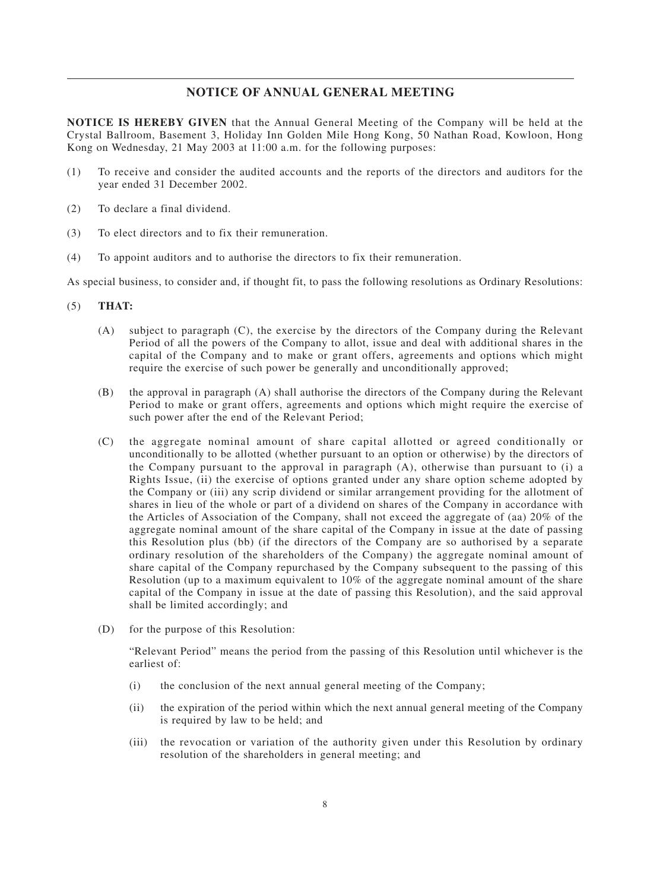# NOTICE OF ANNUAL GENERAL MEETING

**NOTICE IS HEREBY GIVEN** that the Annual General Meeting of the Company will be held at the Crystal Ballroom, Basement 3, Holiday Inn Golden Mile Hong Kong, 50 Nathan Road, Kowloon, Hong Kong on Wednesday, 21 May 2003 at 11:00 a.m. for the following purposes:

(1) To receive and consider the audited accounts and the reports of the directors and auditors for the year ended 31 December 2002.

(2) To declare a final dividend.

(3) To elect directors and to fix their remuneration.

(4) To appoint auditors and to authorise the directors to fix their remuneration.

As special business, to consider and, if thought fit, to pass the following resolutions as Ordinary Resolutions:

(5) **THAT:**

(A) subject to paragraph (C), the exercise by the directors of the Company during the Relevant Period of all the powers of the Company to allot, issue and deal with additional shares in the capital of the Company and to make or grant offers, agreements and options which might require the exercise of such power be generally and unconditionally approved;

(B) the approval in paragraph (A) shall authorise the directors of the Company during the Relevant Period to make or grant offers, agreements and options which might require the exercise of such power after the end of the Relevant Period;

(C) the aggregate nominal amount of share capital allotted or agreed conditionally or unconditionally to be allotted (whether pursuant to an option or otherwise) by the directors of the Company pursuant to the approval in paragraph (A), otherwise than pursuant to (i) a Rights Issue, (ii) the exercise of options granted under any share option scheme adopted by the Company or (iii) any scrip dividend or similar arrangement providing for the allotment of shares in lieu of the whole or part of a dividend on shares of the Company in accordance with the Articles of Association of the Company, shall not exceed the aggregate of (aa) 20% of the aggregate nominal amount of the share capital of the Company in issue at the date of passing this Resolution plus (bb) (if the directors of the Company are so authorised by a separate ordinary resolution of the shareholders of the Company) the aggregate nominal amount of share capital of the Company repurchased by the Company subsequent to the passing of this Resolution (up to a maximum equivalent to 10% of the aggregate nominal amount of the share capital of the Company in issue at the date of passing this Resolution), and the said approval shall be limited accordingly; and

(D) for the purpose of this Resolution:

"Relevant Period" means the period from the passing of this Resolution until whichever is the earliest of:

(i) the conclusion of the next annual general meeting of the Company;

(ii) the expiration of the period within which the next annual general meeting of the Company is required by law to be held; and

(iii) the revocation or variation of the authority given under this Resolution by ordinary resolution of the shareholders in general meeting; and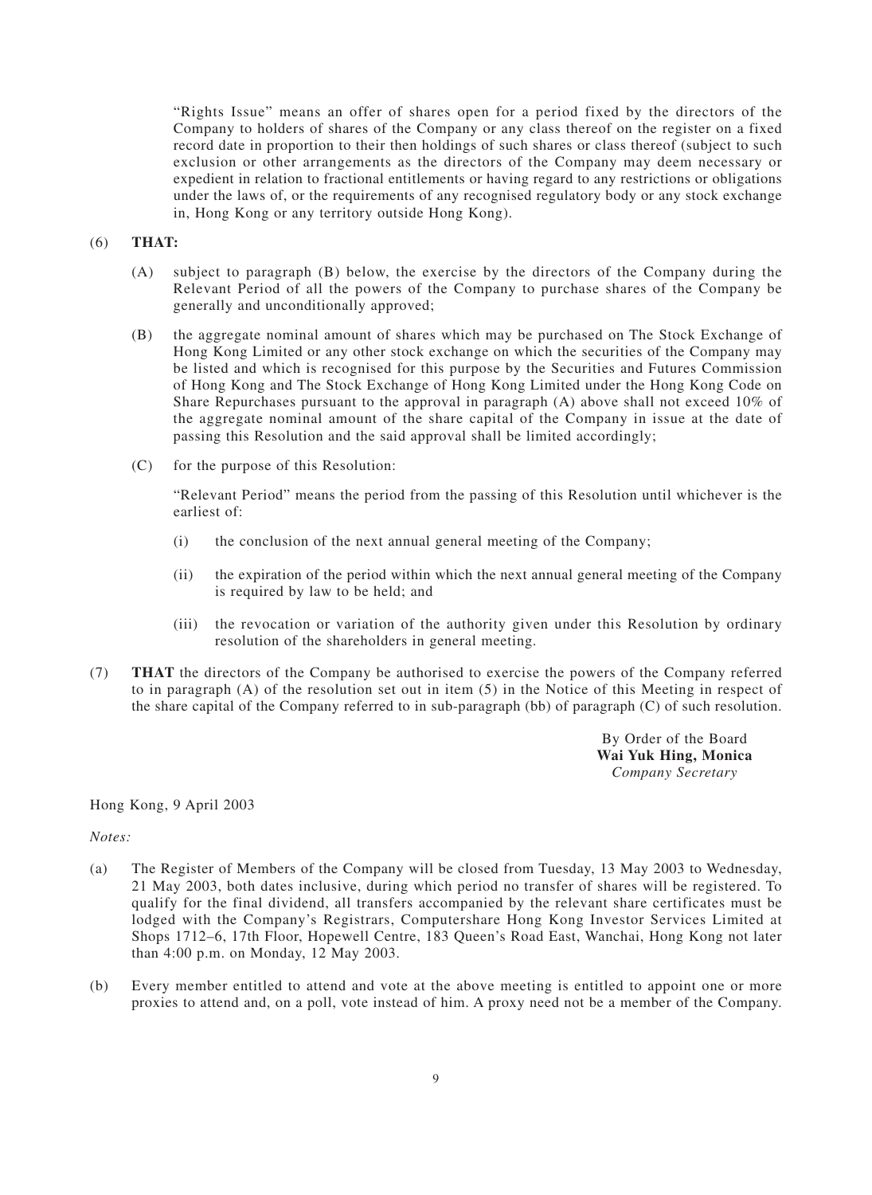"Rights Issue" means an offer of shares open for a period fixed by the directors of the Company to holders of shares of the Company or any class thereof on the register on a fixed record date in proportion to their then holdings of such shares or class thereof (subject to such exclusion or other arrangements as the directors of the Company may deem necessary or expedient in relation to fractional entitlements or having regard to any restrictions or obligations under the laws of, or the requirements of any recognised regulatory body or any stock exchange in, Hong Kong or any territory outside Hong Kong).

(6) **THAT:**

(A) subject to paragraph (B) below, the exercise by the directors of the Company during the Relevant Period of all the powers of the Company to purchase shares of the Company be generally and unconditionally approved;

(B) the aggregate nominal amount of shares which may be purchased on The Stock Exchange of Hong Kong Limited or any other stock exchange on which the securities of the Company may be listed and which is recognised for this purpose by the Securities and Futures Commission of Hong Kong and The Stock Exchange of Hong Kong Limited under the Hong Kong Code on Share Repurchases pursuant to the approval in paragraph (A) above shall not exceed 10% of the aggregate nominal amount of the share capital of the Company in issue at the date of passing this Resolution and the said approval shall be limited accordingly;

(C) for the purpose of this Resolution:

"Relevant Period" means the period from the passing of this Resolution until whichever is the earliest of:

(i) the conclusion of the next annual general meeting of the Company;

(ii) the expiration of the period within which the next annual general meeting of the Company is required by law to be held; and

(iii) the revocation or variation of the authority given under this Resolution by ordinary resolution of the shareholders in general meeting.

(7) **THAT** the directors of the Company be authorised to exercise the powers of the Company referred to in paragraph (A) of the resolution set out in item (5) in the Notice of this Meeting in respect of the share capital of the Company referred to in sub-paragraph (bb) of paragraph (C) of such resolution.

By Order of the Board
**Wai Yuk Hing, Monica**
*Company Secretary*

Hong Kong, 9 April 2003

*Notes:*

(a) The Register of Members of the Company will be closed from Tuesday, 13 May 2003 to Wednesday, 21 May 2003, both dates inclusive, during which period no transfer of shares will be registered. To qualify for the final dividend, all transfers accompanied by the relevant share certificates must be lodged with the Company's Registrars, Computershare Hong Kong Investor Services Limited at Shops 1712–6, 17th Floor, Hopewell Centre, 183 Queen's Road East, Wanchai, Hong Kong not later than 4:00 p.m. on Monday, 12 May 2003.

(b) Every member entitled to attend and vote at the above meeting is entitled to appoint one or more proxies to attend and, on a poll, vote instead of him. A proxy need not be a member of the Company.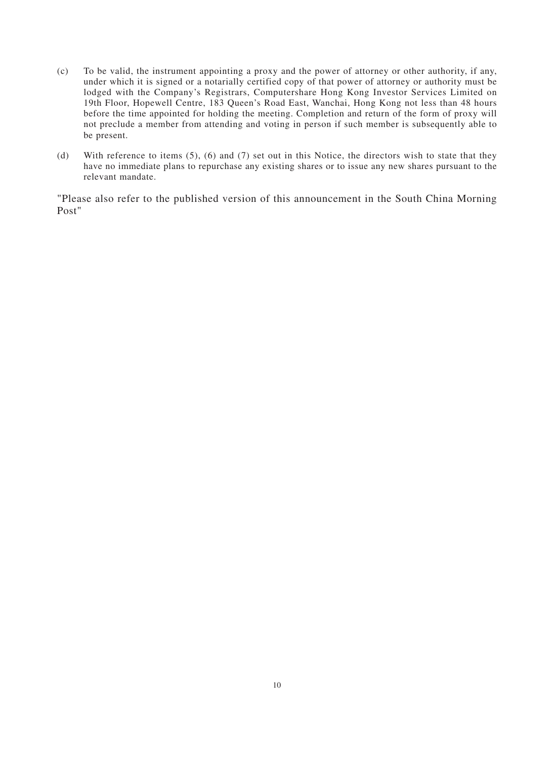(c) To be valid, the instrument appointing a proxy and the power of attorney or other authority, if any, under which it is signed or a notarially certified copy of that power of attorney or authority must be lodged with the Company's Registrars, Computershare Hong Kong Investor Services Limited on 19th Floor, Hopewell Centre, 183 Queen's Road East, Wanchai, Hong Kong not less than 48 hours before the time appointed for holding the meeting. Completion and return of the form of proxy will not preclude a member from attending and voting in person if such member is subsequently able to be present.

(d) With reference to items (5), (6) and (7) set out in this Notice, the directors wish to state that they have no immediate plans to repurchase any existing shares or to issue any new shares pursuant to the relevant mandate.

"Please also refer to the published version of this announcement in the South China Morning Post"